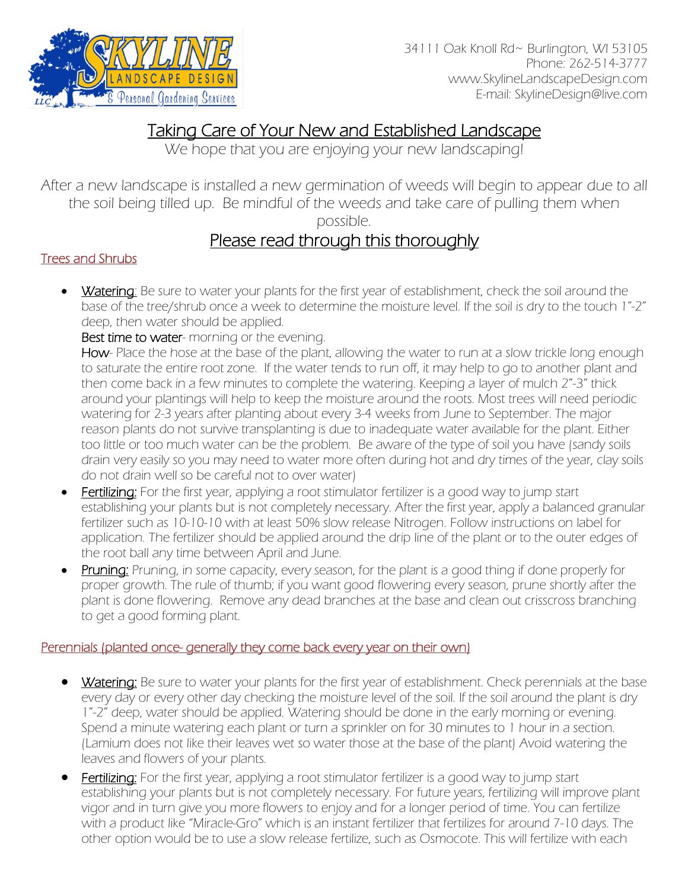34111 Oak Knoll Rd~ Burlington, WI 53105
Phone: 262-514-3777
www.SkylineLandscapeDesign.com
E-mail: SkylineDesign@live.com

# Taking Care of Your New and Established Landscape

We hope that you are enjoying your new landscaping!

After a new landscape is installed a new germination of weeds will begin to appear due to all the soil being tilled up. Be mindful of the weeds and take care of pulling them when possible.

## Please read through this thoroughly

### Trees and Shrubs

- **Watering:** Be sure to water your plants for the first year of establishment, check the soil around the base of the tree/shrub once a week to determine the moisture level. If the soil is dry to the touch 1"-2" deep, then water should be applied.
  **Best time to water**- morning or the evening.
  **How**- Place the hose at the base of the plant, allowing the water to run at a slow trickle long enough to saturate the entire root zone. If the water tends to run off, it may help to go to another plant and then come back in a few minutes to complete the watering. Keeping a layer of mulch 2"-3" thick around your plantings will help to keep the moisture around the roots. Most trees will need periodic watering for 2-3 years after planting about every 3-4 weeks from June to September. The major reason plants do not survive transplanting is due to inadequate water available for the plant. Either too little or too much water can be the problem. Be aware of the type of soil you have (sandy soils drain very easily so you may need to water more often during hot and dry times of the year, clay soils do not drain well so be careful not to over water)
- **Fertilizing:** For the first year, applying a root stimulator fertilizer is a good way to jump start establishing your plants but is not completely necessary. After the first year, apply a balanced granular fertilizer such as 10-10-10 with at least 50% slow release Nitrogen. Follow instructions on label for application. The fertilizer should be applied around the drip line of the plant or to the outer edges of the root ball any time between April and June.
- **Pruning:** Pruning, in some capacity, every season, for the plant is a good thing if done properly for proper growth. The rule of thumb; if you want good flowering every season, prune shortly after the plant is done flowering. Remove any dead branches at the base and clean out crisscross branching to get a good forming plant.

### Perennials (planted once- generally they come back every year on their own)

- **Watering:** Be sure to water your plants for the first year of establishment. Check perennials at the base every day or every other day checking the moisture level of the soil. If the soil around the plant is dry 1"-2" deep, water should be applied. Watering should be done in the early morning or evening. Spend a minute watering each plant or turn a sprinkler on for 30 minutes to 1 hour in a section. (Lamium does not like their leaves wet so water those at the base of the plant) Avoid watering the leaves and flowers of your plants.
- **Fertilizing:** For the first year, applying a root stimulator fertilizer is a good way to jump start establishing your plants but is not completely necessary. For future years, fertilizing will improve plant vigor and in turn give you more flowers to enjoy and for a longer period of time. You can fertilize with a product like "Miracle-Gro" which is an instant fertilizer that fertilizes for around 7-10 days. The other option would be to use a slow release fertilize, such as Osmocote. This will fertilize with each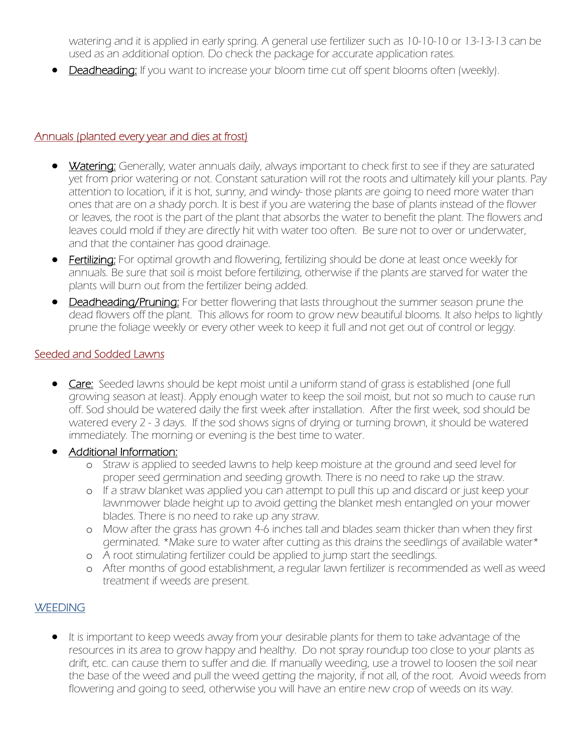watering and it is applied in early spring. A general use fertilizer such as 10-10-10 or 13-13-13 can be used as an additional option. Do check the package for accurate application rates.

- Deadheading: If you want to increase your bloom time cut off spent blooms often (weekly).

## Annuals (planted every year and dies at frost)

- Watering: Generally, water annuals daily, always important to check first to see if they are saturated yet from prior watering or not. Constant saturation will rot the roots and ultimately kill your plants. Pay attention to location, if it is hot, sunny, and windy- those plants are going to need more water than ones that are on a shady porch. It is best if you are watering the base of plants instead of the flower or leaves, the root is the part of the plant that absorbs the water to benefit the plant. The flowers and leaves could mold if they are directly hit with water too often. Be sure not to over or underwater, and that the container has good drainage.
- Fertilizing: For optimal growth and flowering, fertilizing should be done at least once weekly for annuals. Be sure that soil is moist before fertilizing, otherwise if the plants are starved for water the plants will burn out from the fertilizer being added.
- Deadheading/Pruning: For better flowering that lasts throughout the summer season prune the dead flowers off the plant. This allows for room to grow new beautiful blooms. It also helps to lightly prune the foliage weekly or every other week to keep it full and not get out of control or leggy.

## Seeded and Sodded Lawns

- Care: Seeded lawns should be kept moist until a uniform stand of grass is established (one full growing season at least). Apply enough water to keep the soil moist, but not so much to cause run off. Sod should be watered daily the first week after installation. After the first week, sod should be watered every 2 - 3 days. If the sod shows signs of drying or turning brown, it should be watered immediately. The morning or evening is the best time to water.
- Additional Information:
  - Straw is applied to seeded lawns to help keep moisture at the ground and seed level for proper seed germination and seeding growth. There is no need to rake up the straw.
  - If a straw blanket was applied you can attempt to pull this up and discard or just keep your lawnmower blade height up to avoid getting the blanket mesh entangled on your mower blades. There is no need to rake up any straw.
  - Mow after the grass has grown 4-6 inches tall and blades seam thicker than when they first germinated. *Make sure to water after cutting as this drains the seedlings of available water*
  - A root stimulating fertilizer could be applied to jump start the seedlings.
  - After months of good establishment, a regular lawn fertilizer is recommended as well as weed treatment if weeds are present.

## WEEDING

- It is important to keep weeds away from your desirable plants for them to take advantage of the resources in its area to grow happy and healthy. Do not spray roundup too close to your plants as drift, etc. can cause them to suffer and die. If manually weeding, use a trowel to loosen the soil near the base of the weed and pull the weed getting the majority, if not all, of the root. Avoid weeds from flowering and going to seed, otherwise you will have an entire new crop of weeds on its way.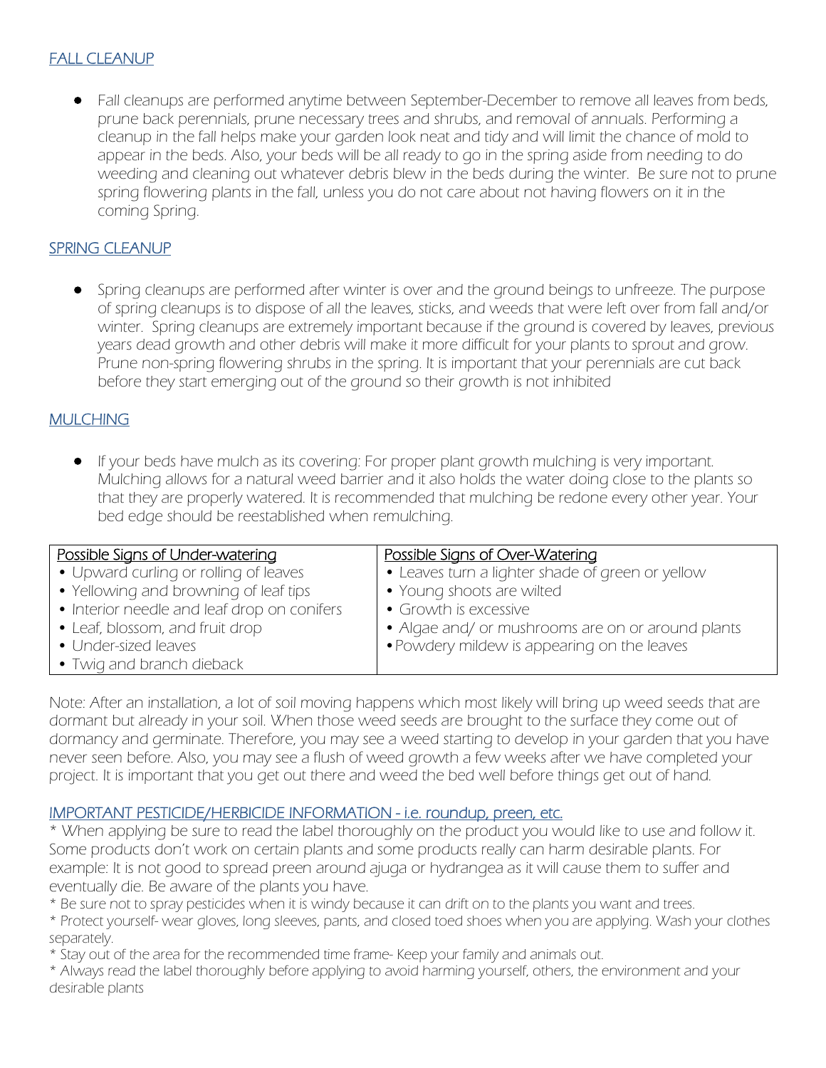## FALL CLEANUP

- Fall cleanups are performed anytime between September-December to remove all leaves from beds, prune back perennials, prune necessary trees and shrubs, and removal of annuals. Performing a cleanup in the fall helps make your garden look neat and tidy and will limit the chance of mold to appear in the beds. Also, your beds will be all ready to go in the spring aside from needing to do weeding and cleaning out whatever debris blew in the beds during the winter. Be sure not to prune spring flowering plants in the fall, unless you do not care about not having flowers on it in the coming Spring.

## SPRING CLEANUP

- Spring cleanups are performed after winter is over and the ground beings to unfreeze. The purpose of spring cleanups is to dispose of all the leaves, sticks, and weeds that were left over from fall and/or winter. Spring cleanups are extremely important because if the ground is covered by leaves, previous years dead growth and other debris will make it more difficult for your plants to sprout and grow. Prune non-spring flowering shrubs in the spring. It is important that your perennials are cut back before they start emerging out of the ground so their growth is not inhibited

## MULCHING

- If your beds have mulch as its covering: For proper plant growth mulching is very important. Mulching allows for a natural weed barrier and it also holds the water doing close to the plants so that they are properly watered. It is recommended that mulching be redone every other year. Your bed edge should be reestablished when remulching.

| Possible Signs of Under-watering | Possible Signs of Over-Watering |
|---|---|
| • Upward curling or rolling of leaves<br>• Yellowing and browning of leaf tips<br>• Interior needle and leaf drop on conifers<br>• Leaf, blossom, and fruit drop<br>• Under-sized leaves<br>• Twig and branch dieback | • Leaves turn a lighter shade of green or yellow<br>• Young shoots are wilted<br>• Growth is excessive<br>• Algae and/ or mushrooms are on or around plants<br>• Powdery mildew is appearing on the leaves |

Note: After an installation, a lot of soil moving happens which most likely will bring up weed seeds that are dormant but already in your soil. When those weed seeds are brought to the surface they come out of dormancy and germinate. Therefore, you may see a weed starting to develop in your garden that you have never seen before. Also, you may see a flush of weed growth a few weeks after we have completed your project. It is important that you get out there and weed the bed well before things get out of hand.

## IMPORTANT PESTICIDE/HERBICIDE INFORMATION - i.e. roundup, preen, etc.

* When applying be sure to read the label thoroughly on the product you would like to use and follow it. Some products don't work on certain plants and some products really can harm desirable plants. For example: It is not good to spread preen around ajuga or hydrangea as it will cause them to suffer and eventually die. Be aware of the plants you have.

* Be sure not to spray pesticides when it is windy because it can drift on to the plants you want and trees.

* Protect yourself- wear gloves, long sleeves, pants, and closed toed shoes when you are applying. Wash your clothes separately.

* Stay out of the area for the recommended time frame- Keep your family and animals out.

* Always read the label thoroughly before applying to avoid harming yourself, others, the environment and your desirable plants